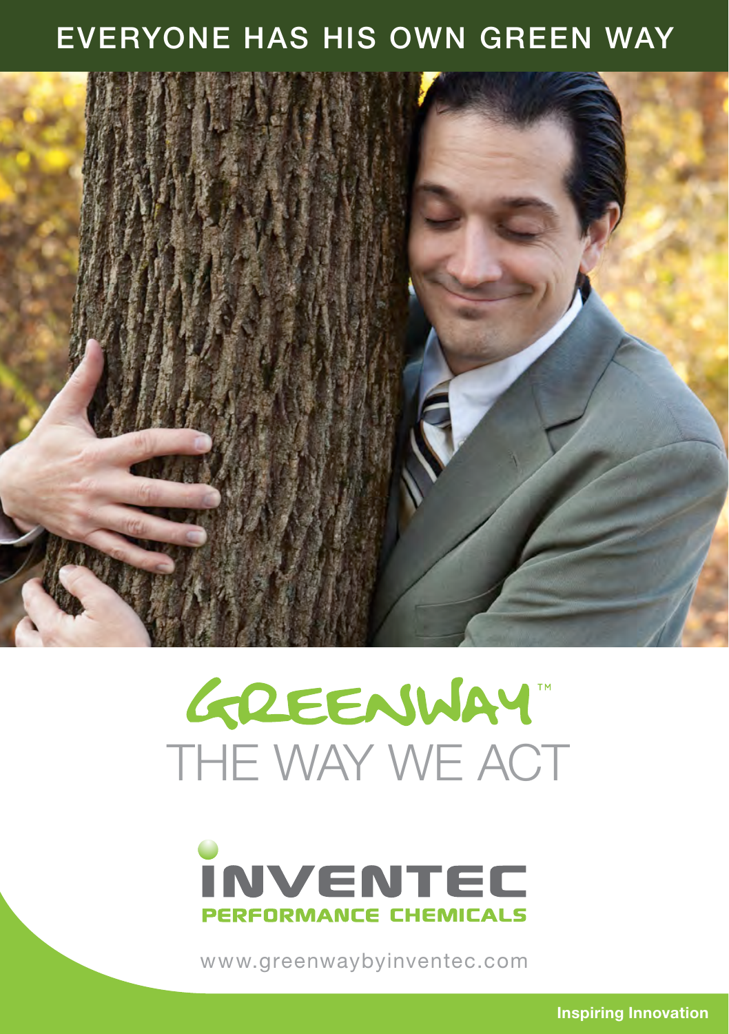# EVERYONE HAS HIS OWN GREEN WAY

## GREENWAY™
## THE WAY WE ACT

**INVENTEC**
**PERFORMANCE CHEMICALS**

www.greenwaybyinventec.com

**Inspiring Innovation**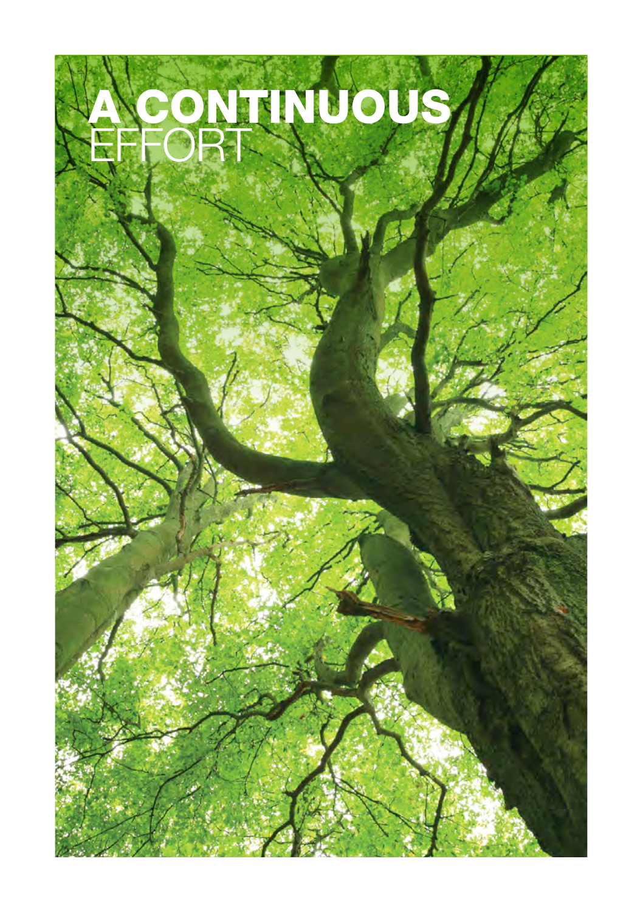# A CONTINUOUS EFFORT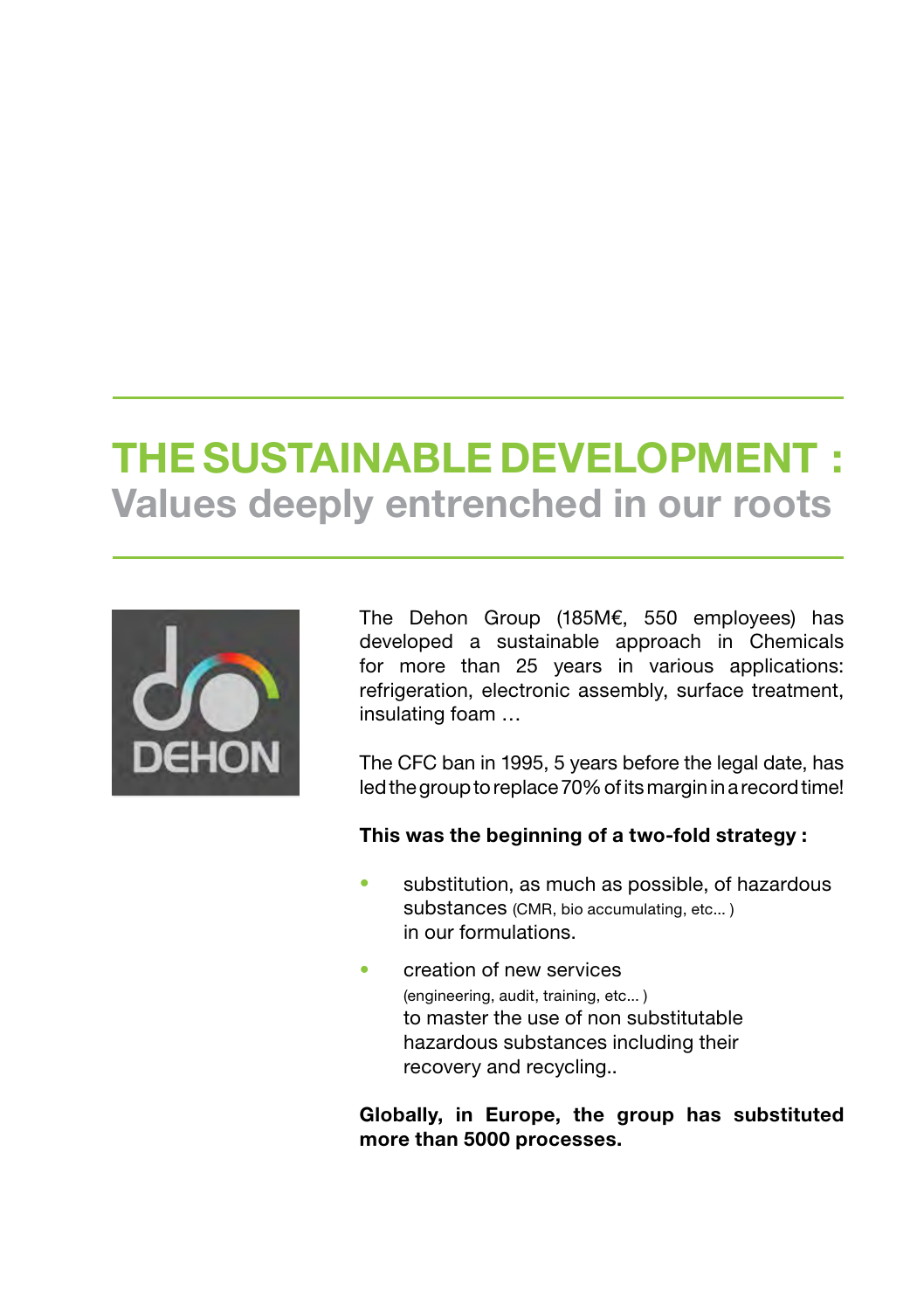# THE SUSTAINABLE DEVELOPMENT :
## Values deeply entrenched in our roots

The Dehon Group (185M€, 550 employees) has developed a sustainable approach in Chemicals for more than 25 years in various applications: refrigeration, electronic assembly, surface treatment, insulating foam …

The CFC ban in 1995, 5 years before the legal date, has led the group to replace 70% of its margin in a record time!

**This was the beginning of a two-fold strategy :**

- substitution, as much as possible, of hazardous substances (CMR, bio accumulating, etc... ) in our formulations.
- creation of new services (engineering, audit, training, etc... ) to master the use of non substitutable hazardous substances including their recovery and recycling..

**Globally, in Europe, the group has substituted more than 5000 processes.**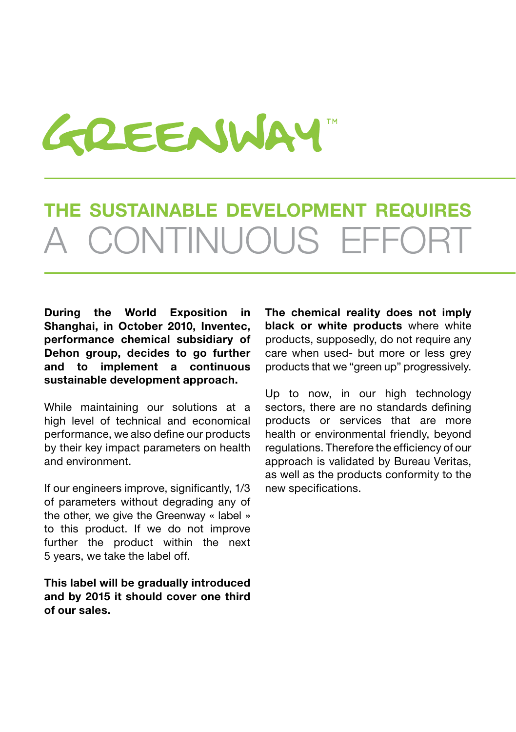# GREENWAY™

## THE SUSTAINABLE DEVELOPMENT REQUIRES A CONTINUOUS EFFORT

**During the World Exposition in Shanghai, in October 2010, Inventec, performance chemical subsidiary of Dehon group, decides to go further and to implement a continuous sustainable development approach.**

While maintaining our solutions at a high level of technical and economical performance, we also define our products by their key impact parameters on health and environment.

If our engineers improve, significantly, 1/3 of parameters without degrading any of the other, we give the Greenway « label » to this product. If we do not improve further the product within the next 5 years, we take the label off.

**This label will be gradually introduced and by 2015 it should cover one third of our sales.**

**The chemical reality does not imply black or white products** where white products, supposedly, do not require any care when used- but more or less grey products that we “green up” progressively.

Up to now, in our high technology sectors, there are no standards defining products or services that are more health or environmental friendly, beyond regulations. Therefore the efficiency of our approach is validated by Bureau Veritas, as well as the products conformity to the new specifications.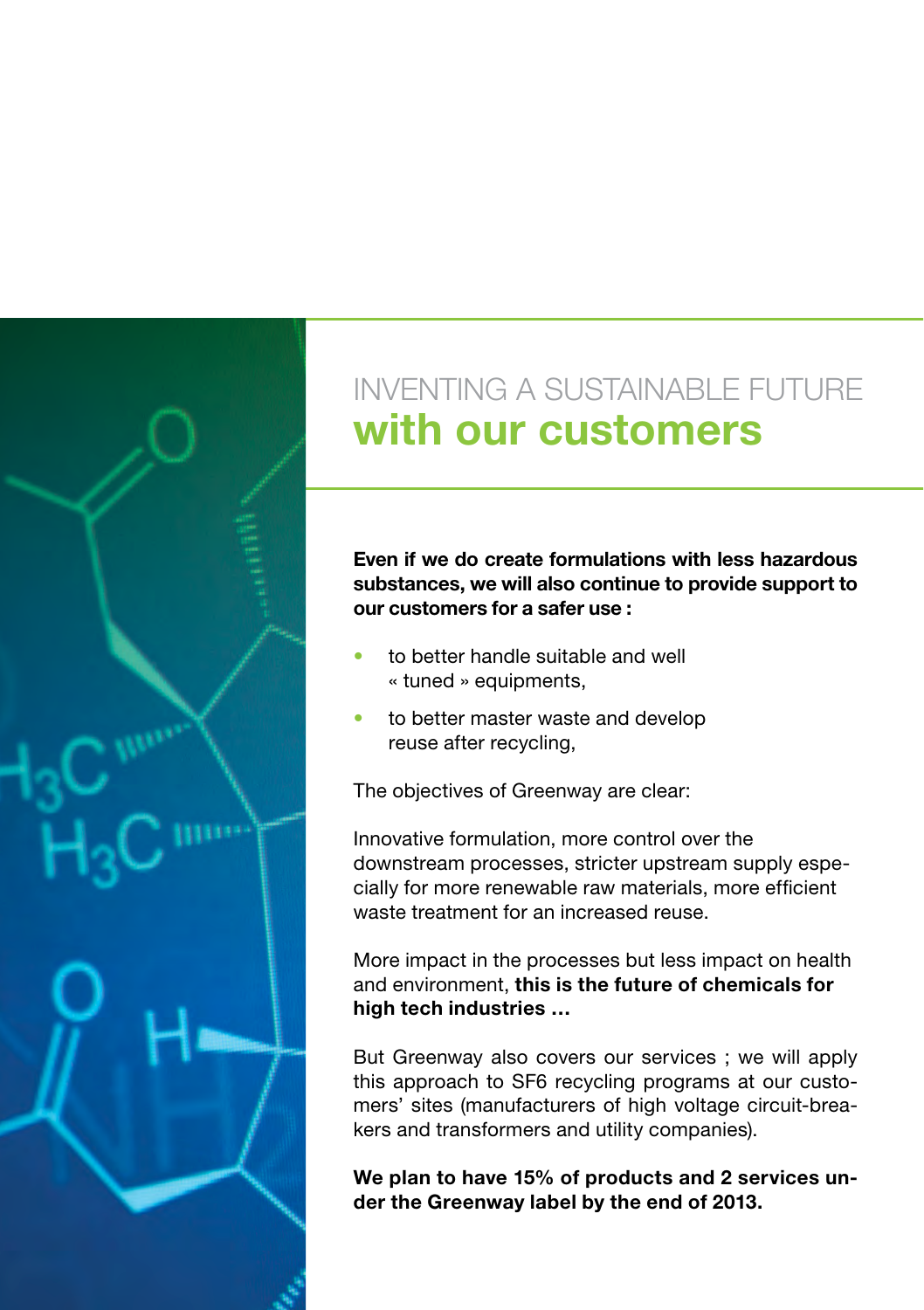# INVENTING A SUSTAINABLE FUTURE **with our customers**

**Even if we do create formulations with less hazardous substances, we will also continue to provide support to our customers for a safer use :**

- to better handle suitable and well « tuned » equipments,
- to better master waste and develop reuse after recycling,

The objectives of Greenway are clear:

Innovative formulation, more control over the downstream processes, stricter upstream supply especially for more renewable raw materials, more efficient waste treatment for an increased reuse.

More impact in the processes but less impact on health and environment, **this is the future of chemicals for high tech industries …**

But Greenway also covers our services ; we will apply this approach to SF6 recycling programs at our customers' sites (manufacturers of high voltage circuit-breakers and transformers and utility companies).

**We plan to have 15% of products and 2 services under the Greenway label by the end of 2013.**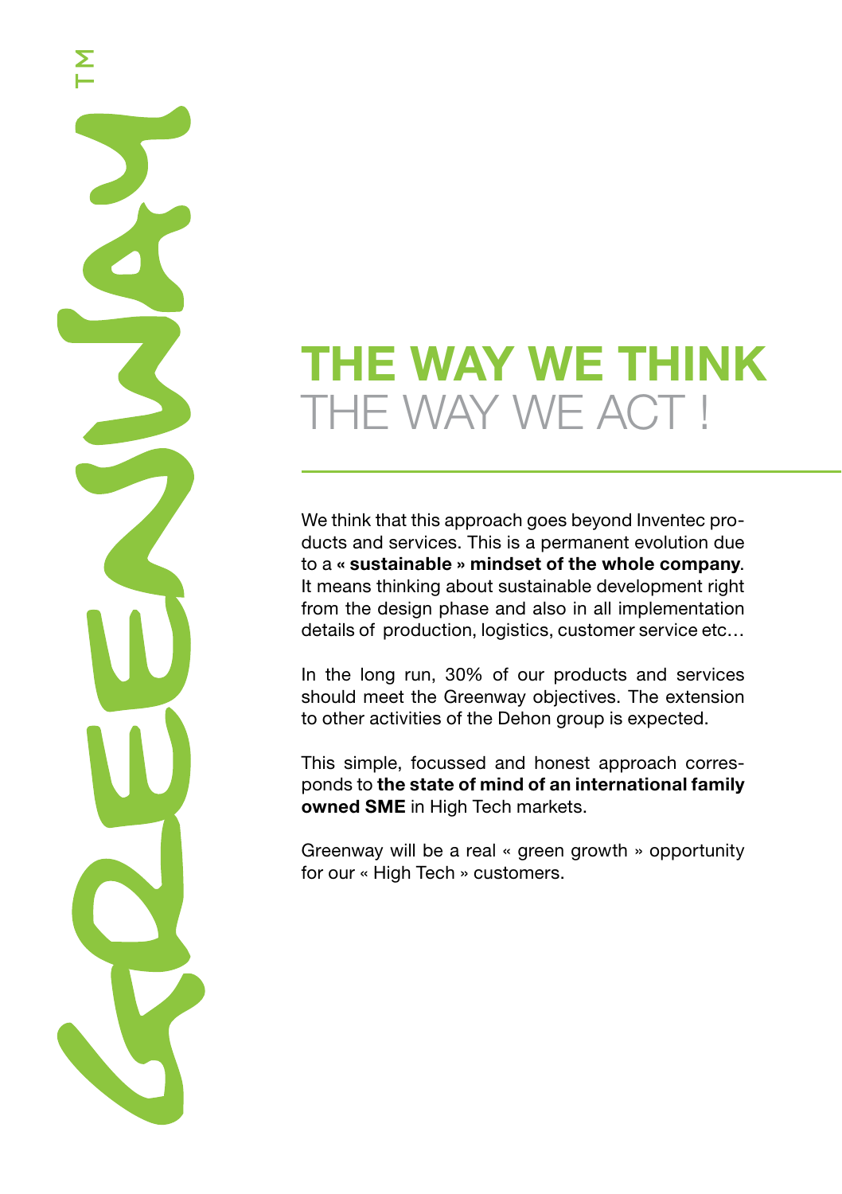# THE WAY WE THINK
# THE WAY WE ACT !

We think that this approach goes beyond Inventec products and services. This is a permanent evolution due to a **« sustainable » mindset of the whole company**. It means thinking about sustainable development right from the design phase and also in all implementation details of production, logistics, customer service etc…

In the long run, 30% of our products and services should meet the Greenway objectives. The extension to other activities of the Dehon group is expected.

This simple, focussed and honest approach corresponds to **the state of mind of an international family owned SME** in High Tech markets.

Greenway will be a real « green growth » opportunity for our « High Tech » customers.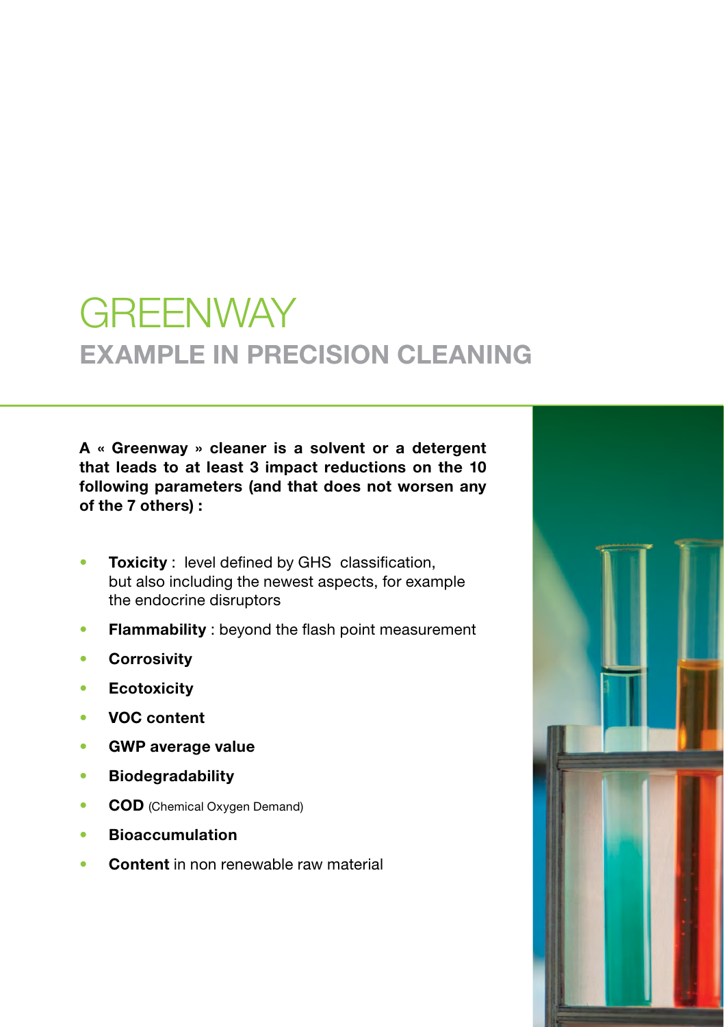# GREENWAY

## EXAMPLE IN PRECISION CLEANING

**A « Greenway » cleaner is a solvent or a detergent that leads to at least 3 impact reductions on the 10 following parameters (and that does not worsen any of the 7 others) :**

- **Toxicity** : level defined by GHS classification, but also including the newest aspects, for example the endocrine disruptors
- **Flammability** : beyond the flash point measurement
- **Corrosivity**
- **Ecotoxicity**
- **VOC content**
- **GWP average value**
- **Biodegradability**
- **COD** (Chemical Oxygen Demand)
- **Bioaccumulation**
- **Content** in non renewable raw material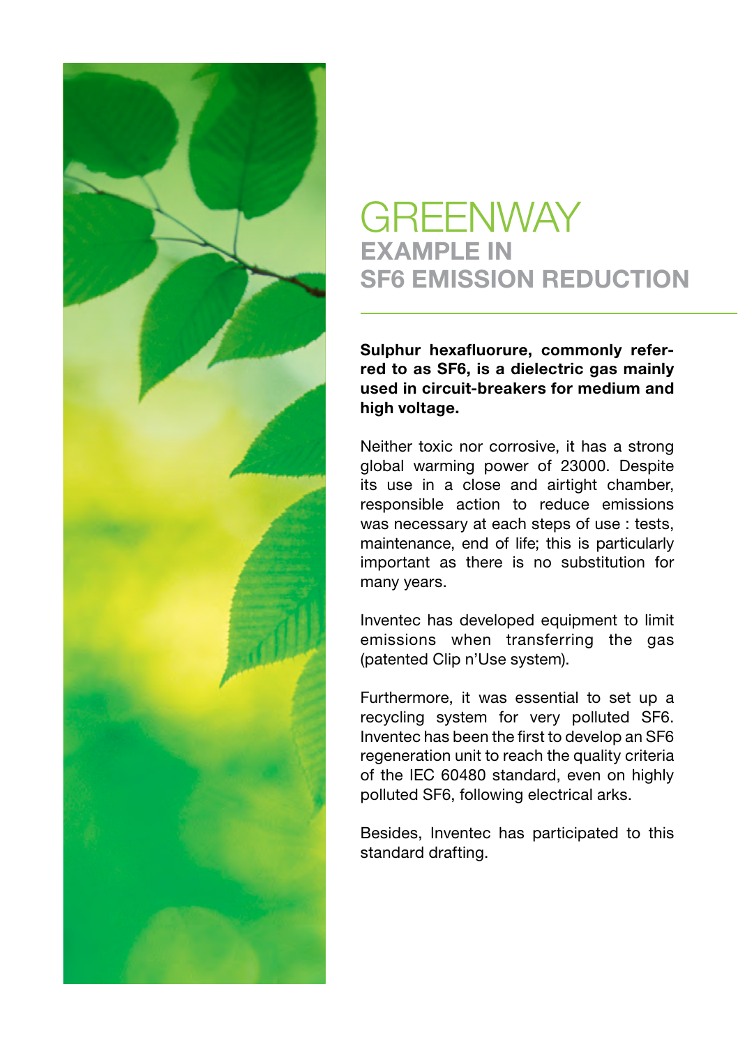# GREENWAY

## EXAMPLE IN SF6 EMISSION REDUCTION

**Sulphur hexafluorure, commonly referred to as SF6, is a dielectric gas mainly used in circuit-breakers for medium and high voltage.**

Neither toxic nor corrosive, it has a strong global warming power of 23000. Despite its use in a close and airtight chamber, responsible action to reduce emissions was necessary at each steps of use : tests, maintenance, end of life; this is particularly important as there is no substitution for many years.

Inventec has developed equipment to limit emissions when transferring the gas (patented Clip n'Use system).

Furthermore, it was essential to set up a recycling system for very polluted SF6. Inventec has been the first to develop an SF6 regeneration unit to reach the quality criteria of the IEC 60480 standard, even on highly polluted SF6, following electrical arks.

Besides, Inventec has participated to this standard drafting.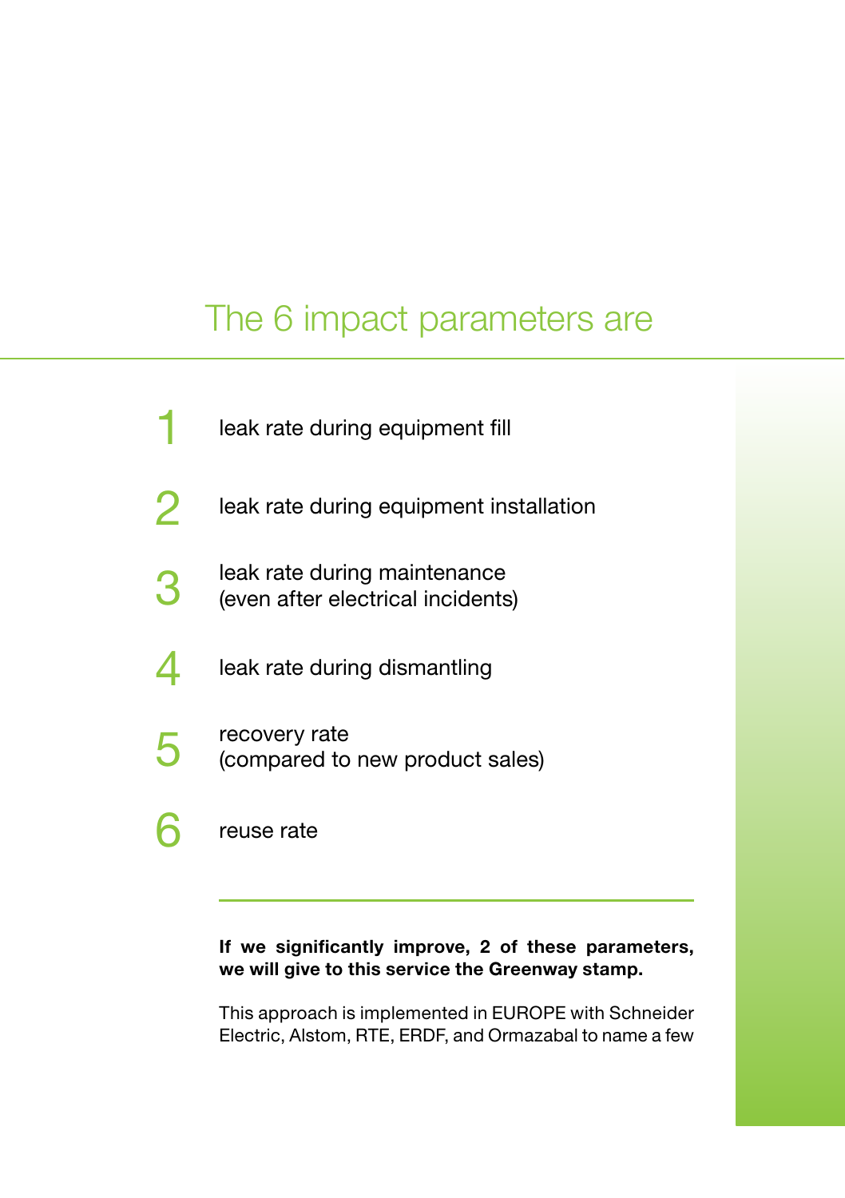# The 6 impact parameters are

1. leak rate during equipment fill
2. leak rate during equipment installation
3. leak rate during maintenance (even after electrical incidents)
4. leak rate during dismantling
5. recovery rate (compared to new product sales)
6. reuse rate

---

**If we significantly improve, 2 of these parameters, we will give to this service the Greenway stamp.**

This approach is implemented in EUROPE with Schneider Electric, Alstom, RTE, ERDF, and Ormazabal to name a few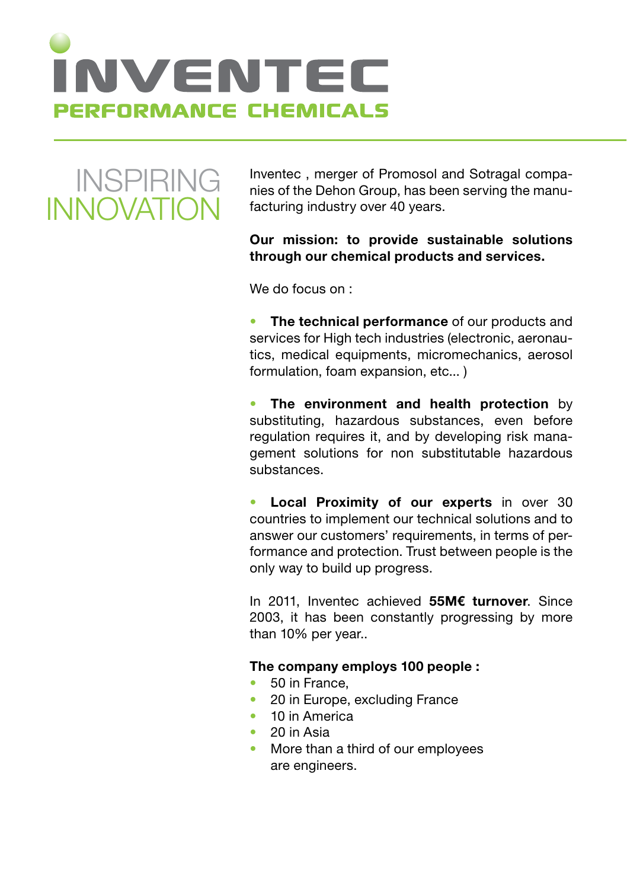# INVENTEC

## PERFORMANCE CHEMICALS

## INSPIRING INNOVATION

Inventec , merger of Promosol and Sotragal companies of the Dehon Group, has been serving the manufacturing industry over 40 years.

**Our mission: to provide sustainable solutions through our chemical products and services.**

We do focus on :

- **The technical performance** of our products and services for High tech industries (electronic, aeronautics, medical equipments, micromechanics, aerosol formulation, foam expansion, etc... )

- **The environment and health protection** by substituting, hazardous substances, even before regulation requires it, and by developing risk management solutions for non substitutable hazardous substances.

- **Local Proximity of our experts** in over 30 countries to implement our technical solutions and to answer our customers' requirements, in terms of performance and protection. Trust between people is the only way to build up progress.

In 2011, Inventec achieved **55M€ turnover**. Since 2003, it has been constantly progressing by more than 10% per year..

**The company employs 100 people :**

- 50 in France,
- 20 in Europe, excluding France
- 10 in America
- 20 in Asia
- More than a third of our employees are engineers.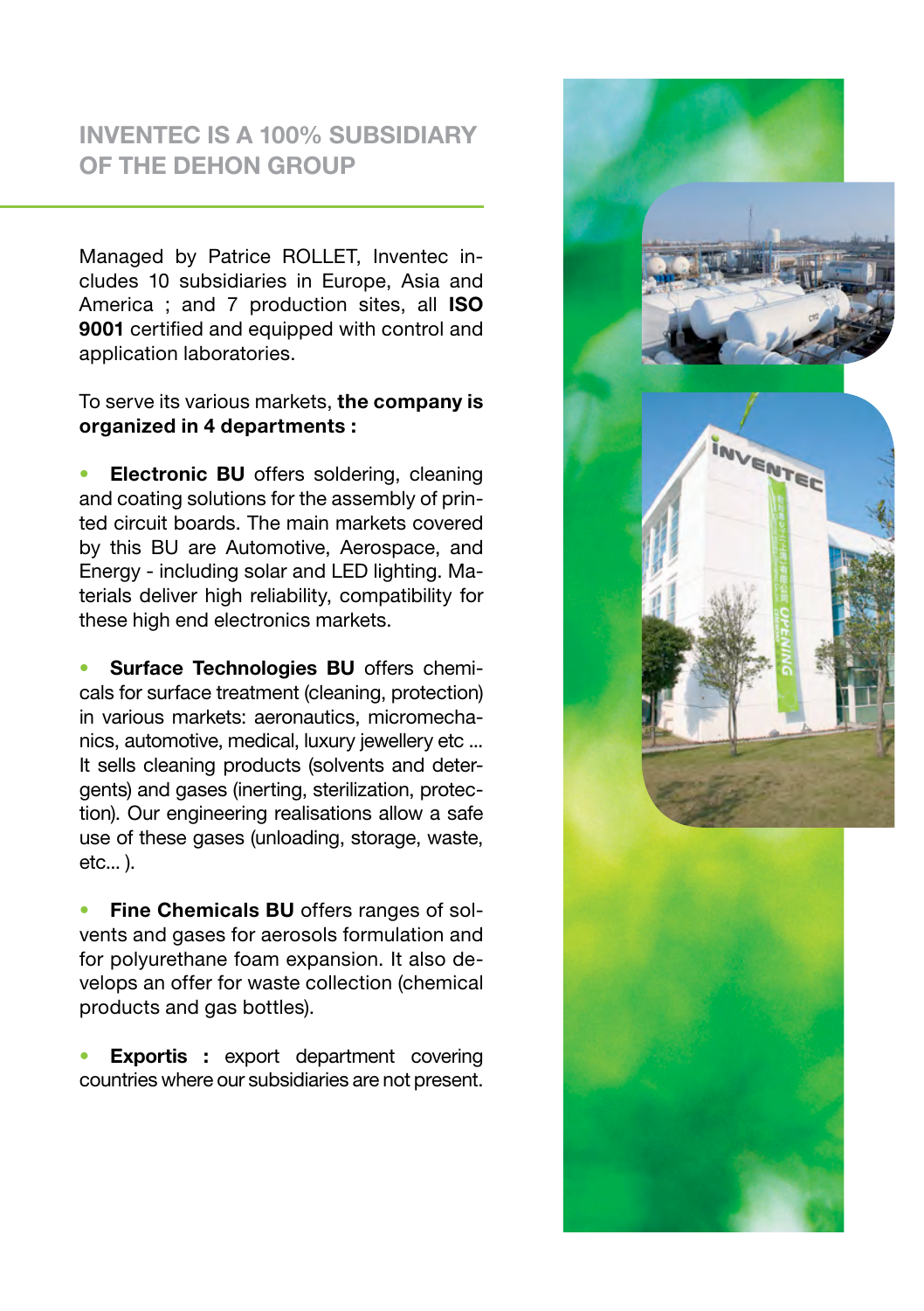## INVENTEC IS A 100% SUBSIDIARY OF THE DEHON GROUP

Managed by Patrice ROLLET, Inventec includes 10 subsidiaries in Europe, Asia and America ; and 7 production sites, all **ISO 9001** certified and equipped with control and application laboratories.

To serve its various markets, **the company is organized in 4 departments :**

- **Electronic BU** offers soldering, cleaning and coating solutions for the assembly of printed circuit boards. The main markets covered by this BU are Automotive, Aerospace, and Energy - including solar and LED lighting. Materials deliver high reliability, compatibility for these high end electronics markets.

- **Surface Technologies BU** offers chemicals for surface treatment (cleaning, protection) in various markets: aeronautics, micromechanics, automotive, medical, luxury jewellery etc ... It sells cleaning products (solvents and detergents) and gases (inerting, sterilization, protection). Our engineering realisations allow a safe use of these gases (unloading, storage, waste, etc... ).

- **Fine Chemicals BU** offers ranges of solvents and gases for aerosols formulation and for polyurethane foam expansion. It also develops an offer for waste collection (chemical products and gas bottles).

- **Exportis :** export department covering countries where our subsidiaries are not present.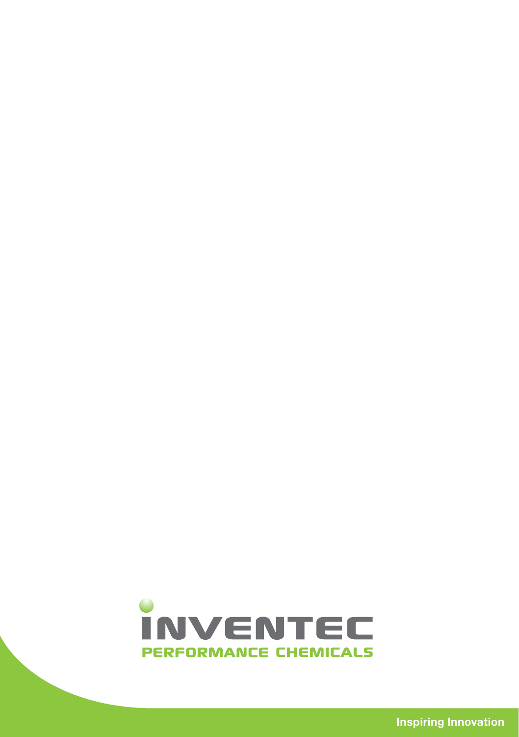INVENTEC

PERFORMANCE CHEMICALS

Inspiring Innovation